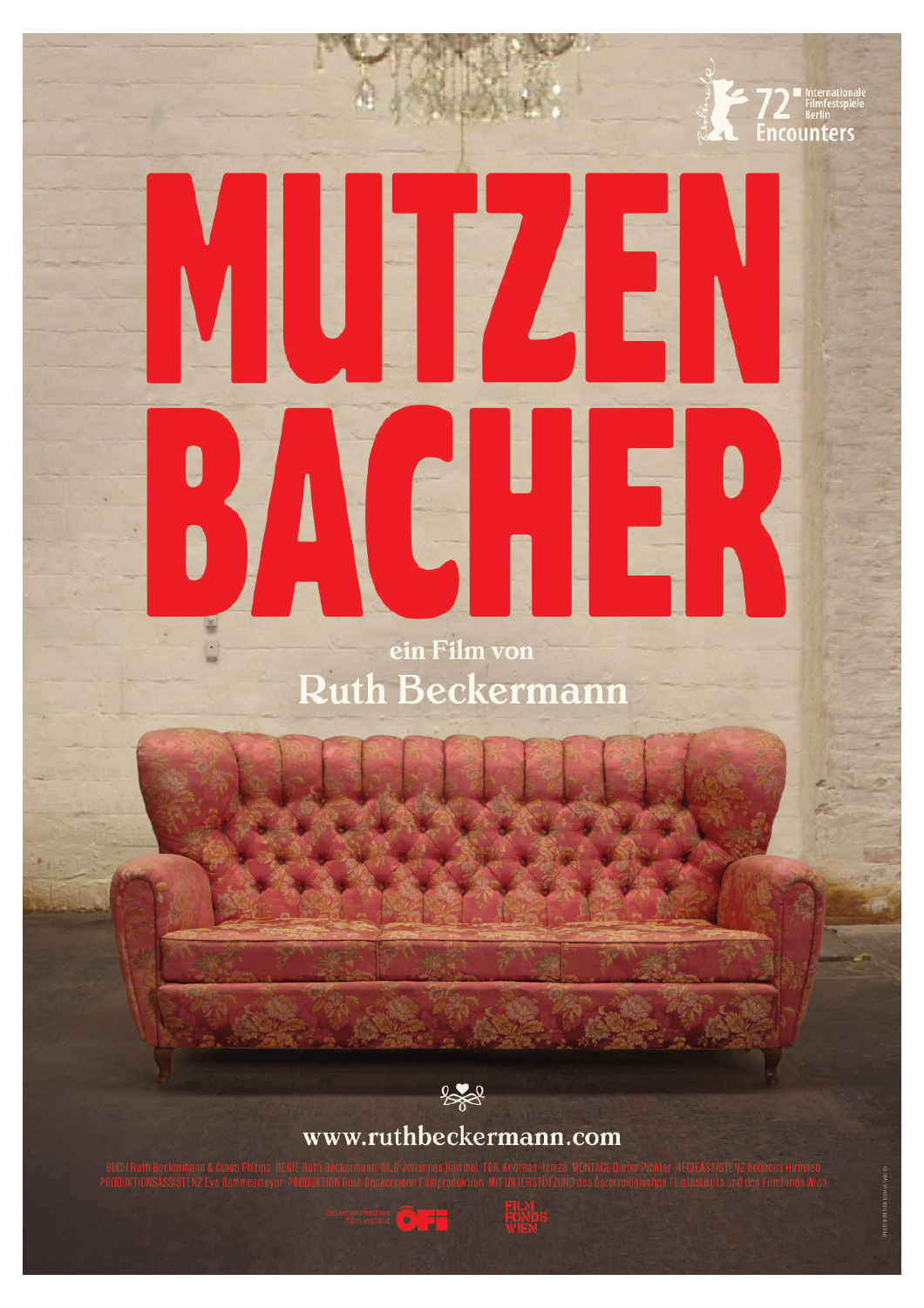72 Internationale Filmfestspiele Berlin Encounters

# MUTZENBACHER

ein Film von

## Ruth Beckermann

www.ruthbeckermann.com

BUCH Ruth Beckermann & Claus Philipp REGIE Ruth Beckermann BILD Johannes Hammel TON Andreas Hamza MONTAGE Dieter Pichler REGIEASSISTENZ Rebecca Hirneise PRODUKTIONSASSISTENZ Eva Hammesmayer PRODUKTION Ruth Beckermann Filmproduktion MIT UNTERSTÜTZUNG des Österreichischen Filminstituts und des Filmfonds Wien

Österreichisches Filminstitut ÖFI

FILM FONDS WIEN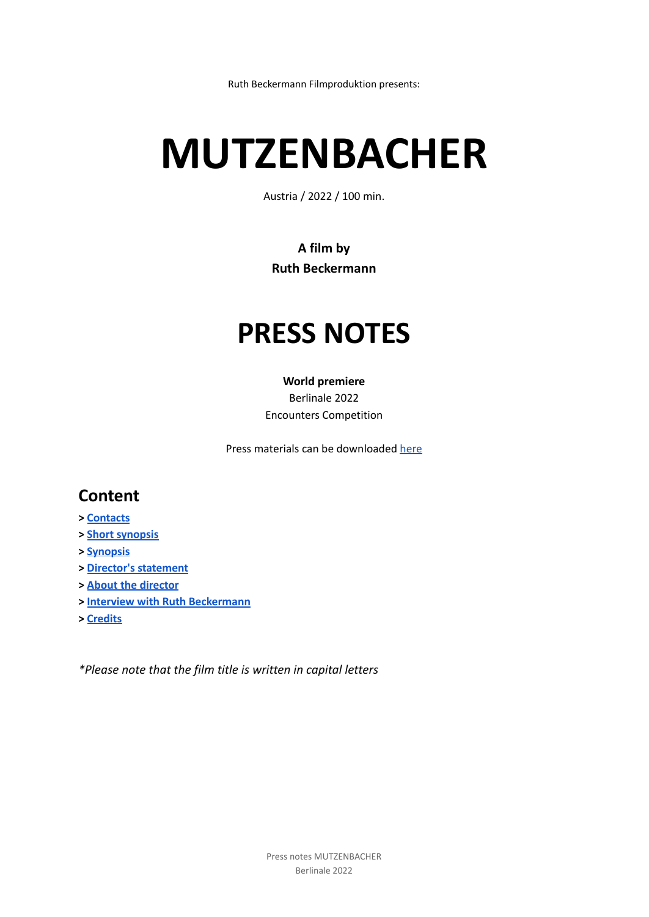Ruth Beckermann Filmproduktion presents:

# MUTZENBACHER

Austria / 2022 / 100 min.

**A film by**
**Ruth Beckermann**

# PRESS NOTES

**World premiere**
Berlinale 2022
Encounters Competition

Press materials can be downloaded here

## Content

- > **Contacts**
- > **Short synopsis**
- > **Synopsis**
- > **Director's statement**
- > **About the director**
- > **Interview with Ruth Beckermann**
- > **Credits**

*\*Please note that the film title is written in capital letters*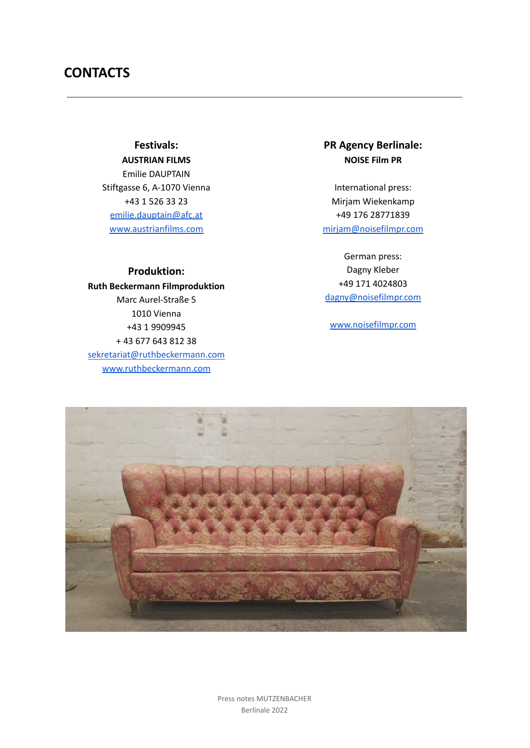# CONTACTS

---

### Festivals:

**AUSTRIAN FILMS**
Emilie DAUPTAIN
Stiftgasse 6, A-1070 Vienna
+43 1 526 33 23
emilie.dauptain@afc.at
www.austrianfilms.com

### Produktion:

**Ruth Beckermann Filmproduktion**
Marc Aurel-Straße 5
1010 Vienna
+43 1 9909945
+ 43 677 643 812 38
sekretariat@ruthbeckermann.com
www.ruthbeckermann.com

### PR Agency Berlinale:

**NOISE Film PR**

International press:
Mirjam Wiekenkamp
+49 176 28771839
mirjam@noisefilmpr.com

German press:
Dagny Kleber
+49 171 4024803
dagny@noisefilmpr.com

www.noisefilmpr.com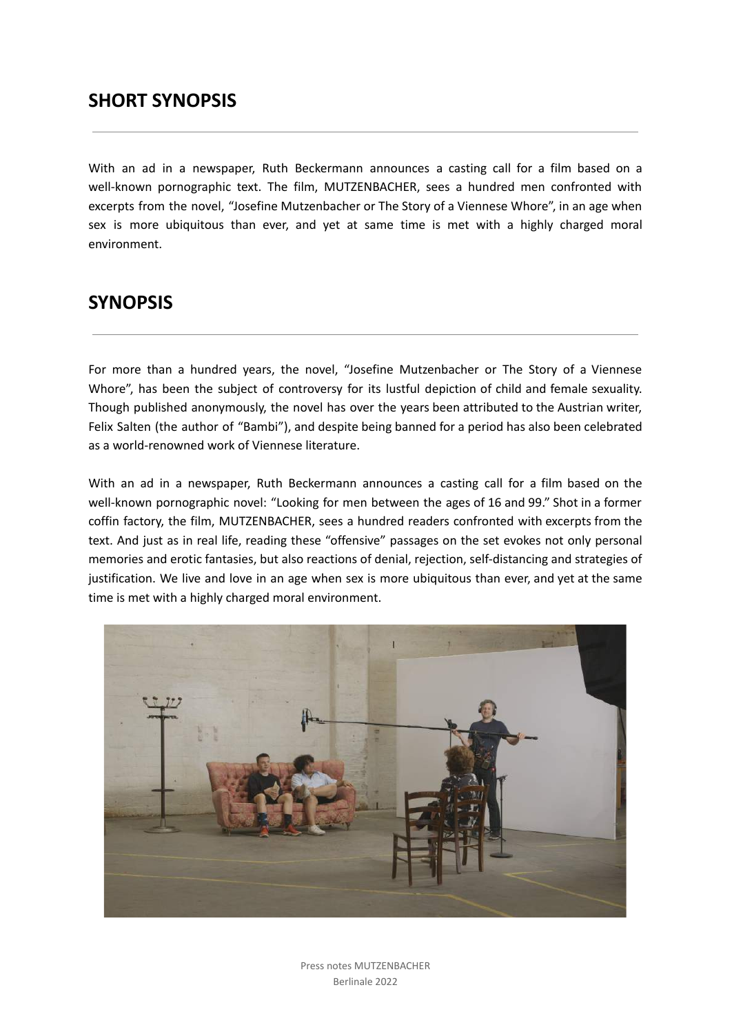## SHORT SYNOPSIS

With an ad in a newspaper, Ruth Beckermann announces a casting call for a film based on a well-known pornographic text. The film, MUTZENBACHER, sees a hundred men confronted with excerpts from the novel, "Josefine Mutzenbacher or The Story of a Viennese Whore", in an age when sex is more ubiquitous than ever, and yet at same time is met with a highly charged moral environment.

## SYNOPSIS

For more than a hundred years, the novel, "Josefine Mutzenbacher or The Story of a Viennese Whore", has been the subject of controversy for its lustful depiction of child and female sexuality. Though published anonymously, the novel has over the years been attributed to the Austrian writer, Felix Salten (the author of "Bambi"), and despite being banned for a period has also been celebrated as a world-renowned work of Viennese literature.

With an ad in a newspaper, Ruth Beckermann announces a casting call for a film based on the well-known pornographic novel: "Looking for men between the ages of 16 and 99." Shot in a former coffin factory, the film, MUTZENBACHER, sees a hundred readers confronted with excerpts from the text. And just as in real life, reading these "offensive" passages on the set evokes not only personal memories and erotic fantasies, but also reactions of denial, rejection, self-distancing and strategies of justification. We live and love in an age when sex is more ubiquitous than ever, and yet at the same time is met with a highly charged moral environment.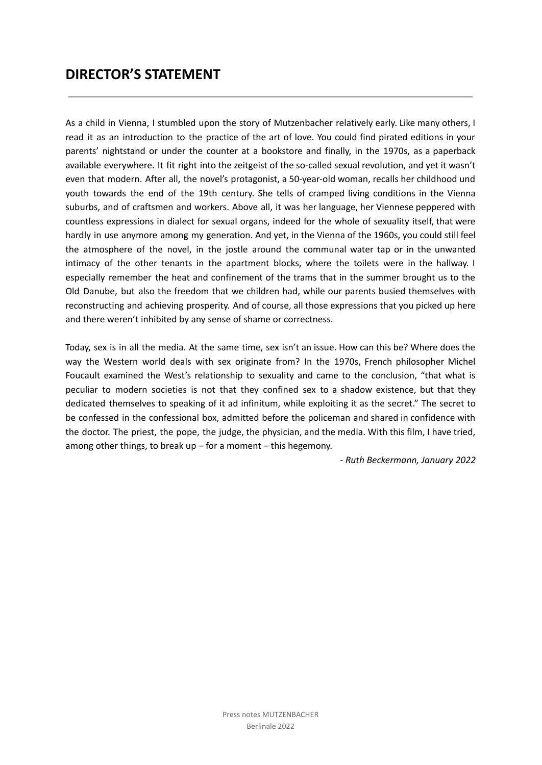# DIRECTOR'S STATEMENT

As a child in Vienna, I stumbled upon the story of Mutzenbacher relatively early. Like many others, I read it as an introduction to the practice of the art of love. You could find pirated editions in your parents' nightstand or under the counter at a bookstore and finally, in the 1970s, as a paperback available everywhere. It fit right into the zeitgeist of the so-called sexual revolution, and yet it wasn't even that modern. After all, the novel's protagonist, a 50-year-old woman, recalls her childhood und youth towards the end of the 19th century. She tells of cramped living conditions in the Vienna suburbs, and of craftsmen and workers. Above all, it was her language, her Viennese peppered with countless expressions in dialect for sexual organs, indeed for the whole of sexuality itself, that were hardly in use anymore among my generation. And yet, in the Vienna of the 1960s, you could still feel the atmosphere of the novel, in the jostle around the communal water tap or in the unwanted intimacy of the other tenants in the apartment blocks, where the toilets were in the hallway. I especially remember the heat and confinement of the trams that in the summer brought us to the Old Danube, but also the freedom that we children had, while our parents busied themselves with reconstructing and achieving prosperity. And of course, all those expressions that you picked up here and there weren't inhibited by any sense of shame or correctness.

Today, sex is in all the media. At the same time, sex isn't an issue. How can this be? Where does the way the Western world deals with sex originate from? In the 1970s, French philosopher Michel Foucault examined the West's relationship to sexuality and came to the conclusion, "that what is peculiar to modern societies is not that they confined sex to a shadow existence, but that they dedicated themselves to speaking of it ad infinitum, while exploiting it as the secret." The secret to be confessed in the confessional box, admitted before the policeman and shared in confidence with the doctor. The priest, the pope, the judge, the physician, and the media. With this film, I have tried, among other things, to break up – for a moment – this hegemony.

*- Ruth Beckermann, January 2022*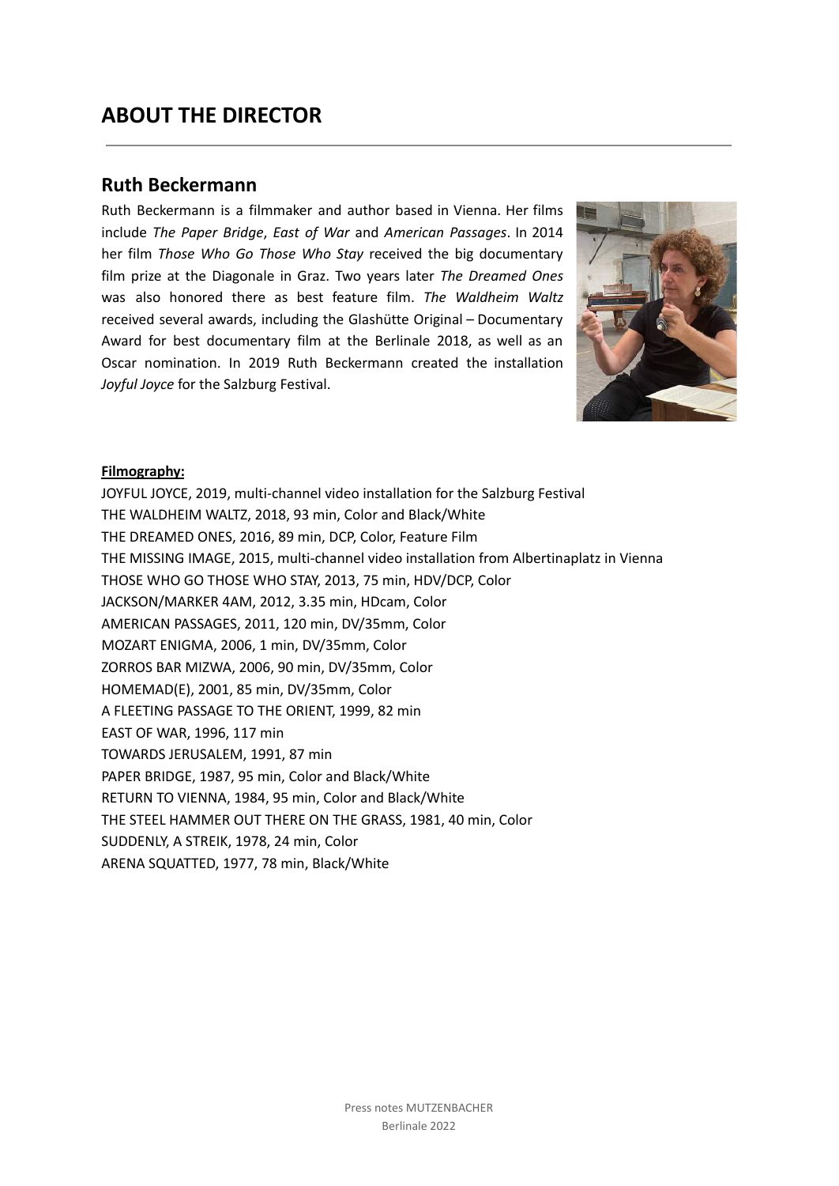# ABOUT THE DIRECTOR

## Ruth Beckermann

Ruth Beckermann is a filmmaker and author based in Vienna. Her films include *The Paper Bridge*, *East of War* and *American Passages*. In 2014 her film *Those Who Go Those Who Stay* received the big documentary film prize at the Diagonale in Graz. Two years later *The Dreamed Ones* was also honored there as best feature film. *The Waldheim Waltz* received several awards, including the Glashütte Original – Documentary Award for best documentary film at the Berlinale 2018, as well as an Oscar nomination. In 2019 Ruth Beckermann created the installation *Joyful Joyce* for the Salzburg Festival.

**Filmography:**

JOYFUL JOYCE, 2019, multi-channel video installation for the Salzburg Festival
THE WALDHEIM WALTZ, 2018, 93 min, Color and Black/White
THE DREAMED ONES, 2016, 89 min, DCP, Color, Feature Film
THE MISSING IMAGE, 2015, multi-channel video installation from Albertinaplatz in Vienna
THOSE WHO GO THOSE WHO STAY, 2013, 75 min, HDV/DCP, Color
JACKSON/MARKER 4AM, 2012, 3.35 min, HDcam, Color
AMERICAN PASSAGES, 2011, 120 min, DV/35mm, Color
MOZART ENIGMA, 2006, 1 min, DV/35mm, Color
ZORROS BAR MIZWA, 2006, 90 min, DV/35mm, Color
HOMEMAD(E), 2001, 85 min, DV/35mm, Color
A FLEETING PASSAGE TO THE ORIENT, 1999, 82 min
EAST OF WAR, 1996, 117 min
TOWARDS JERUSALEM, 1991, 87 min
PAPER BRIDGE, 1987, 95 min, Color and Black/White
RETURN TO VIENNA, 1984, 95 min, Color and Black/White
THE STEEL HAMMER OUT THERE ON THE GRASS, 1981, 40 min, Color
SUDDENLY, A STREIK, 1978, 24 min, Color
ARENA SQUATTED, 1977, 78 min, Black/White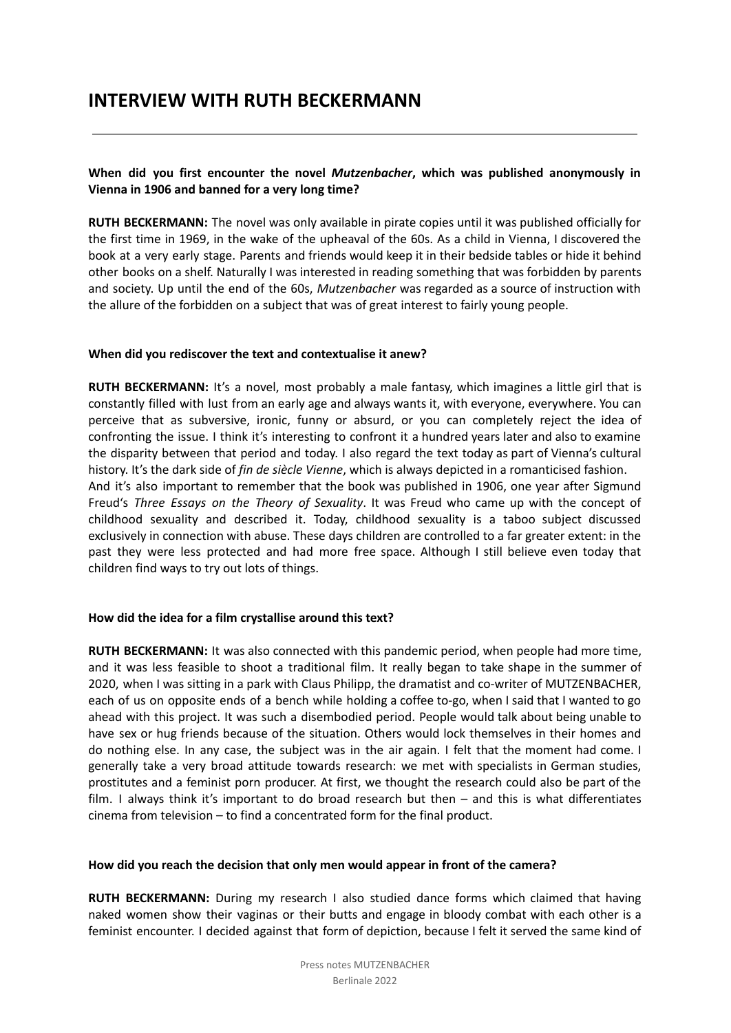# INTERVIEW WITH RUTH BECKERMANN

**When did you first encounter the novel *Mutzenbacher*, which was published anonymously in Vienna in 1906 and banned for a very long time?**

**RUTH BECKERMANN:** The novel was only available in pirate copies until it was published officially for the first time in 1969, in the wake of the upheaval of the 60s. As a child in Vienna, I discovered the book at a very early stage. Parents and friends would keep it in their bedside tables or hide it behind other books on a shelf. Naturally I was interested in reading something that was forbidden by parents and society. Up until the end of the 60s, *Mutzenbacher* was regarded as a source of instruction with the allure of the forbidden on a subject that was of great interest to fairly young people.

**When did you rediscover the text and contextualise it anew?**

**RUTH BECKERMANN:** It's a novel, most probably a male fantasy, which imagines a little girl that is constantly filled with lust from an early age and always wants it, with everyone, everywhere. You can perceive that as subversive, ironic, funny or absurd, or you can completely reject the idea of confronting the issue. I think it's interesting to confront it a hundred years later and also to examine the disparity between that period and today. I also regard the text today as part of Vienna's cultural history. It's the dark side of *fin de siècle Vienne*, which is always depicted in a romanticised fashion.
And it's also important to remember that the book was published in 1906, one year after Sigmund Freud's *Three Essays on the Theory of Sexuality*. It was Freud who came up with the concept of childhood sexuality and described it. Today, childhood sexuality is a taboo subject discussed exclusively in connection with abuse. These days children are controlled to a far greater extent: in the past they were less protected and had more free space. Although I still believe even today that children find ways to try out lots of things.

**How did the idea for a film crystallise around this text?**

**RUTH BECKERMANN:** It was also connected with this pandemic period, when people had more time, and it was less feasible to shoot a traditional film. It really began to take shape in the summer of 2020, when I was sitting in a park with Claus Philipp, the dramatist and co-writer of MUTZENBACHER, each of us on opposite ends of a bench while holding a coffee to-go, when I said that I wanted to go ahead with this project. It was such a disembodied period. People would talk about being unable to have sex or hug friends because of the situation. Others would lock themselves in their homes and do nothing else. In any case, the subject was in the air again. I felt that the moment had come. I generally take a very broad attitude towards research: we met with specialists in German studies, prostitutes and a feminist porn producer. At first, we thought the research could also be part of the film. I always think it's important to do broad research but then – and this is what differentiates cinema from television – to find a concentrated form for the final product.

**How did you reach the decision that only men would appear in front of the camera?**

**RUTH BECKERMANN:** During my research I also studied dance forms which claimed that having naked women show their vaginas or their butts and engage in bloody combat with each other is a feminist encounter. I decided against that form of depiction, because I felt it served the same kind of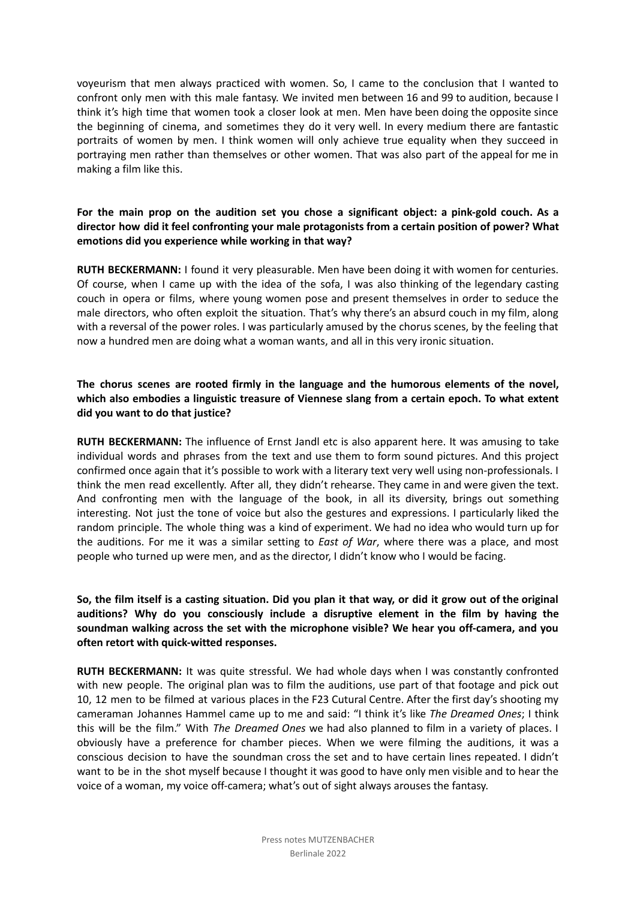voyeurism that men always practiced with women. So, I came to the conclusion that I wanted to confront only men with this male fantasy. We invited men between 16 and 99 to audition, because I think it's high time that women took a closer look at men. Men have been doing the opposite since the beginning of cinema, and sometimes they do it very well. In every medium there are fantastic portraits of women by men. I think women will only achieve true equality when they succeed in portraying men rather than themselves or other women. That was also part of the appeal for me in making a film like this.

**For the main prop on the audition set you chose a significant object: a pink-gold couch. As a director how did it feel confronting your male protagonists from a certain position of power? What emotions did you experience while working in that way?**

**RUTH BECKERMANN:** I found it very pleasurable. Men have been doing it with women for centuries. Of course, when I came up with the idea of the sofa, I was also thinking of the legendary casting couch in opera or films, where young women pose and present themselves in order to seduce the male directors, who often exploit the situation. That's why there's an absurd couch in my film, along with a reversal of the power roles. I was particularly amused by the chorus scenes, by the feeling that now a hundred men are doing what a woman wants, and all in this very ironic situation.

**The chorus scenes are rooted firmly in the language and the humorous elements of the novel, which also embodies a linguistic treasure of Viennese slang from a certain epoch. To what extent did you want to do that justice?**

**RUTH BECKERMANN:** The influence of Ernst Jandl etc is also apparent here. It was amusing to take individual words and phrases from the text and use them to form sound pictures. And this project confirmed once again that it's possible to work with a literary text very well using non-professionals. I think the men read excellently. After all, they didn't rehearse. They came in and were given the text. And confronting men with the language of the book, in all its diversity, brings out something interesting. Not just the tone of voice but also the gestures and expressions. I particularly liked the random principle. The whole thing was a kind of experiment. We had no idea who would turn up for the auditions. For me it was a similar setting to *East of War*, where there was a place, and most people who turned up were men, and as the director, I didn't know who I would be facing.

**So, the film itself is a casting situation. Did you plan it that way, or did it grow out of the original auditions? Why do you consciously include a disruptive element in the film by having the soundman walking across the set with the microphone visible? We hear you off-camera, and you often retort with quick-witted responses.**

**RUTH BECKERMANN:** It was quite stressful. We had whole days when I was constantly confronted with new people. The original plan was to film the auditions, use part of that footage and pick out 10, 12 men to be filmed at various places in the F23 Cutural Centre. After the first day's shooting my cameraman Johannes Hammel came up to me and said: "I think it's like *The Dreamed Ones*; I think this will be the film." With *The Dreamed Ones* we had also planned to film in a variety of places. I obviously have a preference for chamber pieces. When we were filming the auditions, it was a conscious decision to have the soundman cross the set and to have certain lines repeated. I didn't want to be in the shot myself because I thought it was good to have only men visible and to hear the voice of a woman, my voice off-camera; what's out of sight always arouses the fantasy.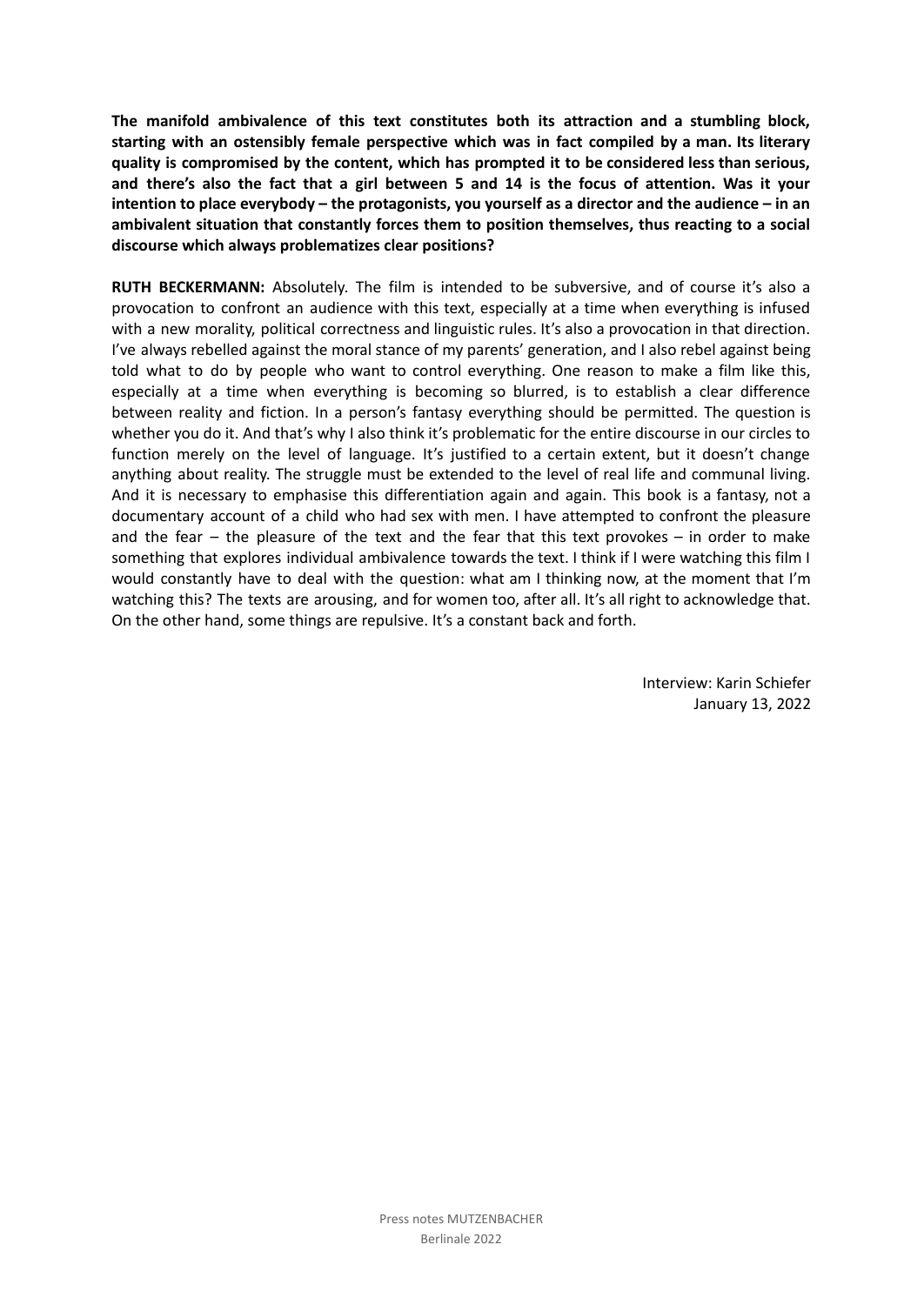**The manifold ambivalence of this text constitutes both its attraction and a stumbling block, starting with an ostensibly female perspective which was in fact compiled by a man. Its literary quality is compromised by the content, which has prompted it to be considered less than serious, and there's also the fact that a girl between 5 and 14 is the focus of attention. Was it your intention to place everybody – the protagonists, you yourself as a director and the audience – in an ambivalent situation that constantly forces them to position themselves, thus reacting to a social discourse which always problematizes clear positions?**

**RUTH BECKERMANN:** Absolutely. The film is intended to be subversive, and of course it's also a provocation to confront an audience with this text, especially at a time when everything is infused with a new morality, political correctness and linguistic rules. It's also a provocation in that direction. I've always rebelled against the moral stance of my parents' generation, and I also rebel against being told what to do by people who want to control everything. One reason to make a film like this, especially at a time when everything is becoming so blurred, is to establish a clear difference between reality and fiction. In a person's fantasy everything should be permitted. The question is whether you do it. And that's why I also think it's problematic for the entire discourse in our circles to function merely on the level of language. It's justified to a certain extent, but it doesn't change anything about reality. The struggle must be extended to the level of real life and communal living. And it is necessary to emphasise this differentiation again and again. This book is a fantasy, not a documentary account of a child who had sex with men. I have attempted to confront the pleasure and the fear – the pleasure of the text and the fear that this text provokes – in order to make something that explores individual ambivalence towards the text. I think if I were watching this film I would constantly have to deal with the question: what am I thinking now, at the moment that I'm watching this? The texts are arousing, and for women too, after all. It's all right to acknowledge that. On the other hand, some things are repulsive. It's a constant back and forth.

Interview: Karin Schiefer
January 13, 2022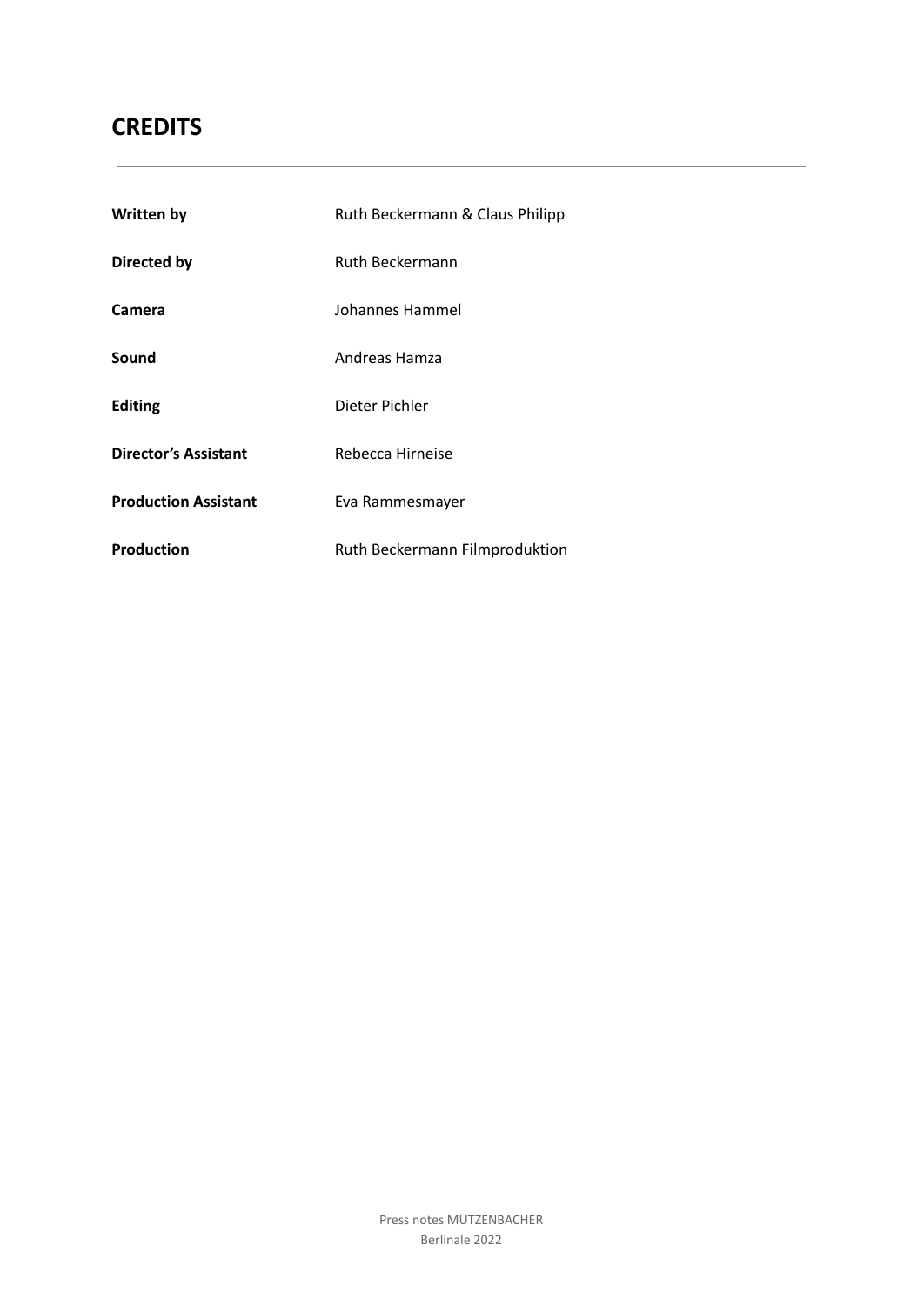## CREDITS

| | |
|---|---|
| **Written by** | Ruth Beckermann & Claus Philipp |
| **Directed by** | Ruth Beckermann |
| **Camera** | Johannes Hammel |
| **Sound** | Andreas Hamza |
| **Editing** | Dieter Pichler |
| **Director's Assistant** | Rebecca Hirneise |
| **Production Assistant** | Eva Rammesmayer |
| **Production** | Ruth Beckermann Filmproduktion |